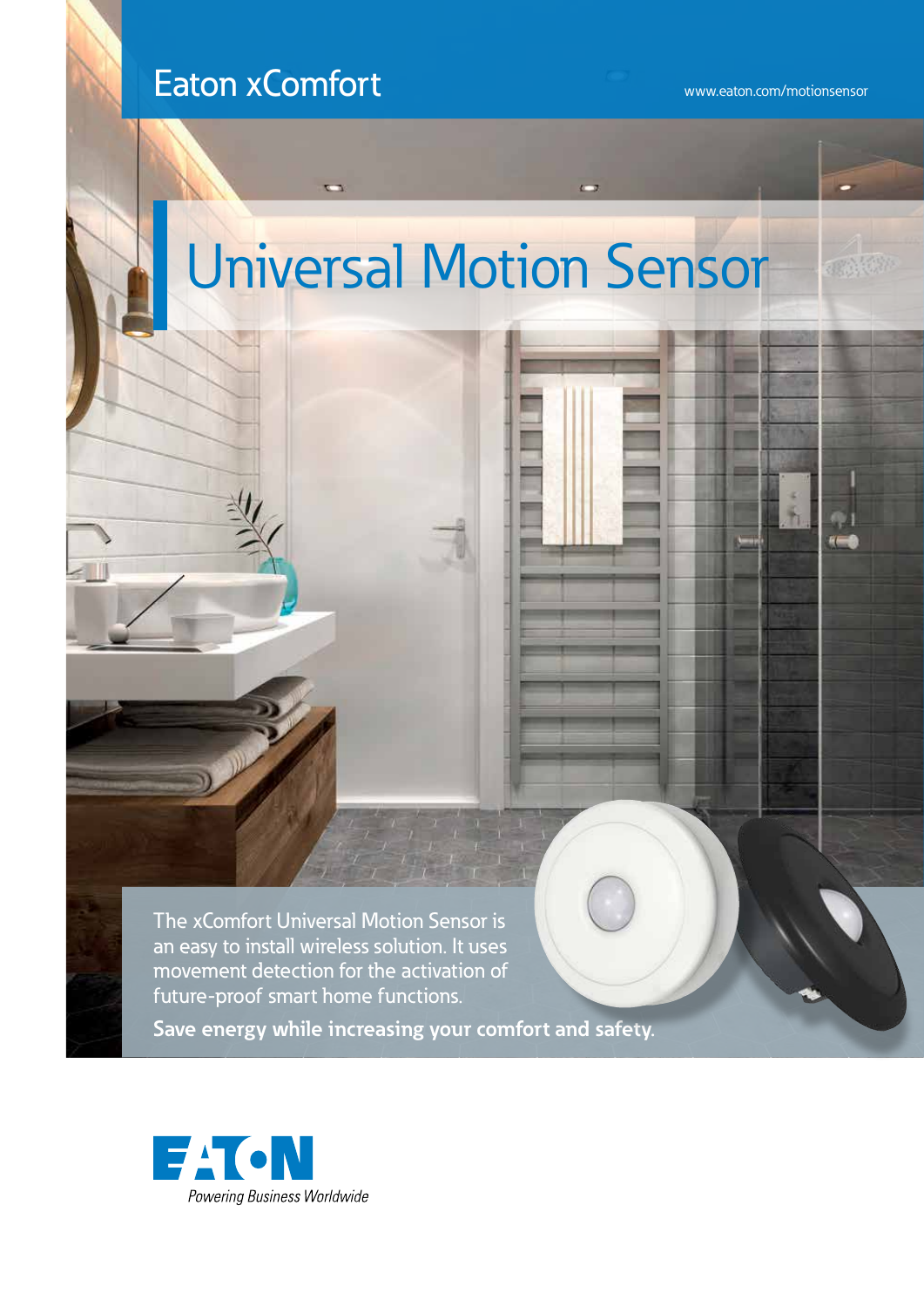Eaton xComfort

www.eaton.com/motionsensor

# Universal Motion Sensor

The xComfort Universal Motion Sensor is an easy to install wireless solution. It uses movement detection for the activation of future-proof smart home functions.

**Save energy while increasing your comfort and safety.**

EATON

*Powering Business Worldwide*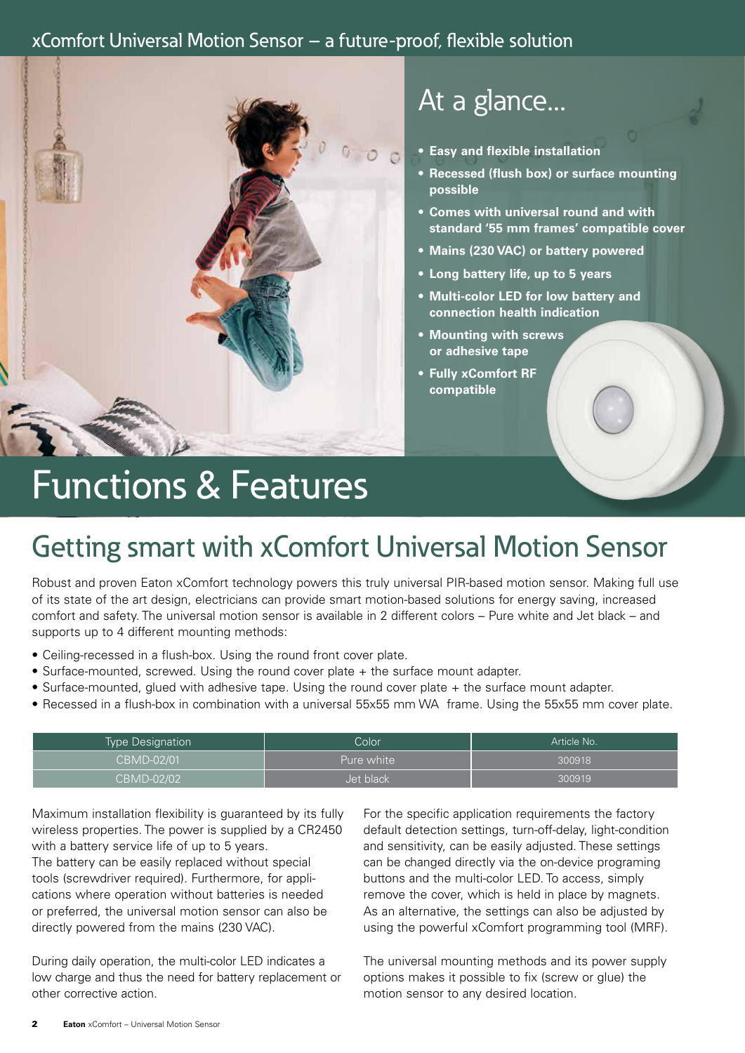## xComfort Universal Motion Sensor – a future-proof, flexible solution

## At a glance...

- **Easy and flexible installation**
- **Recessed (flush box) or surface mounting possible**
- **Comes with universal round and with standard '55 mm frames' compatible cover**
- **Mains (230 VAC) or battery powered**
- **Long battery life, up to 5 years**
- **Multi-color LED for low battery and connection health indication**
- **Mounting with screws or adhesive tape**
- **Fully xComfort RF compatible**

# Functions & Features

## Getting smart with xComfort Universal Motion Sensor

Robust and proven Eaton xComfort technology powers this truly universal PIR-based motion sensor. Making full use of its state of the art design, electricians can provide smart motion-based solutions for energy saving, increased comfort and safety. The universal motion sensor is available in 2 different colors – Pure white and Jet black – and supports up to 4 different mounting methods:

- Ceiling-recessed in a flush-box. Using the round front cover plate.
- Surface-mounted, screwed. Using the round cover plate + the surface mount adapter.
- Surface-mounted, glued with adhesive tape. Using the round cover plate + the surface mount adapter.
- Recessed in a flush-box in combination with a universal 55x55 mm WA frame. Using the 55x55 mm cover plate.

| Type Designation | Color | Article No. |
|---|---|---|
| CBMD-02/01 | Pure white | 300918 |
| CBMD-02/02 | Jet black | 300919 |

Maximum installation flexibility is guaranteed by its fully wireless properties. The power is supplied by a CR2450 with a battery service life of up to 5 years. The battery can be easily replaced without special tools (screwdriver required). Furthermore, for applications where operation without batteries is needed or preferred, the universal motion sensor can also be directly powered from the mains (230 VAC).

During daily operation, the multi-color LED indicates a low charge and thus the need for battery replacement or other corrective action.

For the specific application requirements the factory default detection settings, turn-off-delay, light-condition and sensitivity, can be easily adjusted. These settings can be changed directly via the on-device programing buttons and the multi-color LED. To access, simply remove the cover, which is held in place by magnets. As an alternative, the settings can also be adjusted by using the powerful xComfort programming tool (MRF).

The universal mounting methods and its power supply options makes it possible to fix (screw or glue) the motion sensor to any desired location.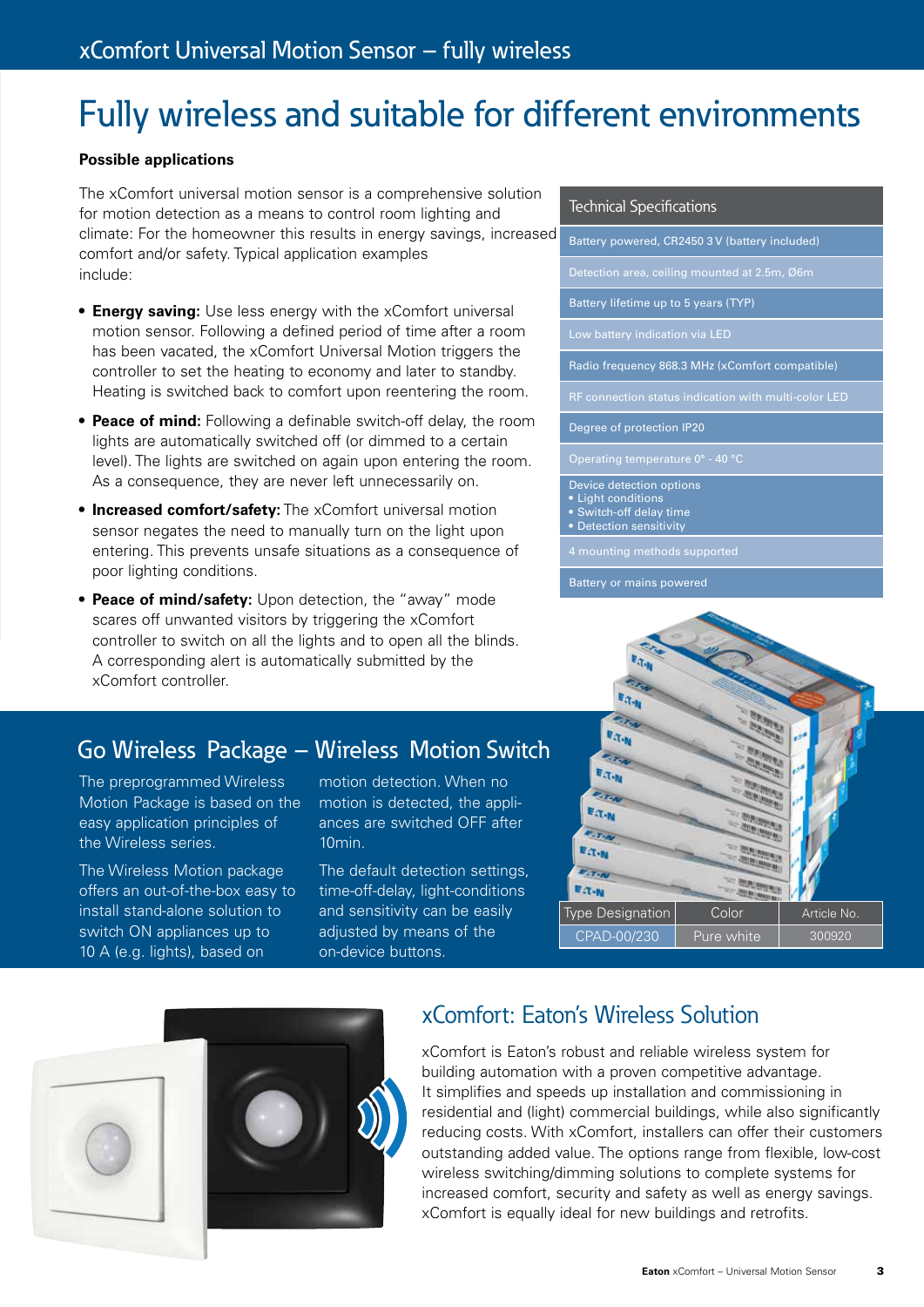# Fully wireless and suitable for different environments

**Possible applications**

The xComfort universal motion sensor is a comprehensive solution for motion detection as a means to control room lighting and climate: For the homeowner this results in energy savings, increased comfort and/or safety. Typical application examples include:

- **Energy saving:** Use less energy with the xComfort universal motion sensor. Following a defined period of time after a room has been vacated, the xComfort Universal Motion triggers the controller to set the heating to economy and later to standby. Heating is switched back to comfort upon reentering the room.
- **Peace of mind:** Following a definable switch-off delay, the room lights are automatically switched off (or dimmed to a certain level). The lights are switched on again upon entering the room. As a consequence, they are never left unnecessarily on.
- **Increased comfort/safety:** The xComfort universal motion sensor negates the need to manually turn on the light upon entering. This prevents unsafe situations as a consequence of poor lighting conditions.
- **Peace of mind/safety:** Upon detection, the "away" mode scares off unwanted visitors by triggering the xComfort controller to switch on all the lights and to open all the blinds. A corresponding alert is automatically submitted by the xComfort controller.

| Technical Specifications |
|---|
| Battery powered, CR2450 3 V (battery included) |
| Detection area, ceiling mounted at 2.5m, Ø6m |
| Battery lifetime up to 5 years (TYP) |
| Low battery indication via LED |
| Radio frequency 868.3 MHz (xComfort compatible) |
| RF connection status indication with multi-color LED |
| Degree of protection IP20 |
| Operating temperature 0° - 40 °C |
| Device detection options<br>• Light conditions<br>• Switch-off delay time<br>• Detection sensitivity |
| 4 mounting methods supported |
| Battery or mains powered |

## Go Wireless Package – Wireless Motion Switch

The preprogrammed Wireless Motion Package is based on the easy application principles of the Wireless series.

The Wireless Motion package offers an out-of-the-box easy to install stand-alone solution to switch ON appliances up to 10 A (e.g. lights), based on motion detection. When no motion is detected, the appliances are switched OFF after 10min.

The default detection settings, time-off-delay, light-conditions and sensitivity can be easily adjusted by means of the on-device buttons.

| Type Designation | Color | Article No. |
|---|---|---|
| CPAD-00/230 | Pure white | 300920 |

## xComfort: Eaton's Wireless Solution

xComfort is Eaton's robust and reliable wireless system for building automation with a proven competitive advantage. It simplifies and speeds up installation and commissioning in residential and (light) commercial buildings, while also significantly reducing costs. With xComfort, installers can offer their customers outstanding added value. The options range from flexible, low-cost wireless switching/dimming solutions to complete systems for increased comfort, security and safety as well as energy savings. xComfort is equally ideal for new buildings and retrofits.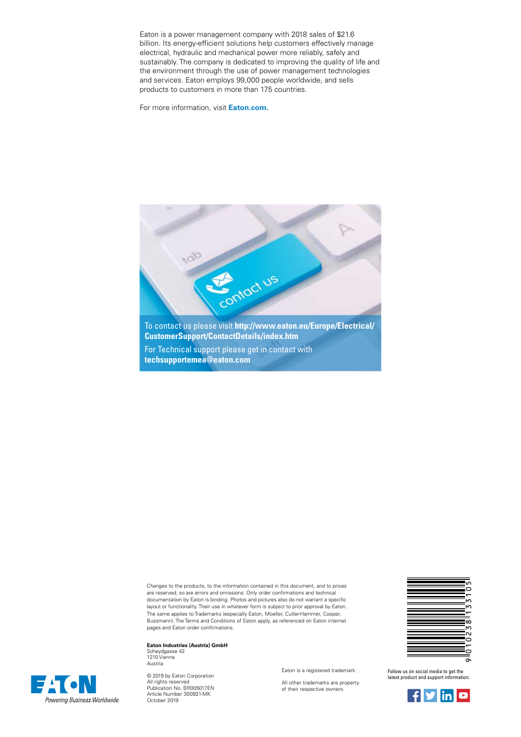Eaton is a power management company with 2018 sales of $21.6 billion. Its energy-efficient solutions help customers effectively manage electrical, hydraulic and mechanical power more reliably, safely and sustainably. The company is dedicated to improving the quality of life and the environment through the use of power management technologies and services. Eaton employs 99,000 people worldwide, and sells products to customers in more than 175 countries.

For more information, visit **Eaton.com.**

To contact us please visit **http://www.eaton.eu/Europe/Electrical/CustomerSupport/ContactDetails/index.htm**

For Technical support please get in contact with **techsupportemea@eaton.com**

Changes to the products, to the information contained in this document, and to prices are reserved; so are errors and omissions. Only order confirmations and technical documentation by Eaton is binding. Photos and pictures also do not warrant a specific layout or functionality. Their use in whatever form is subject to prior approval by Eaton. The same applies to Trademarks (especially Eaton, Moeller, Cutler-Hammer, Cooper, Bussmann). The Terms and Conditions of Eaton apply, as referenced on Eaton internet pages and Eaton order confirmations.

**Eaton Industries (Austria) GmbH**
Scheydgasse 42
1210 Vienna
Austria

© 2019 by Eaton Corporation
All rights reserved
Publication No. BR005017EN
Article Number 300931-MK
October 2019

Eaton is a registered trademark.

All other trademarks are property of their respective owners.

Follow us on social media to get the latest product and support information.

EATON
*Powering Business Worldwide*

9010238133105